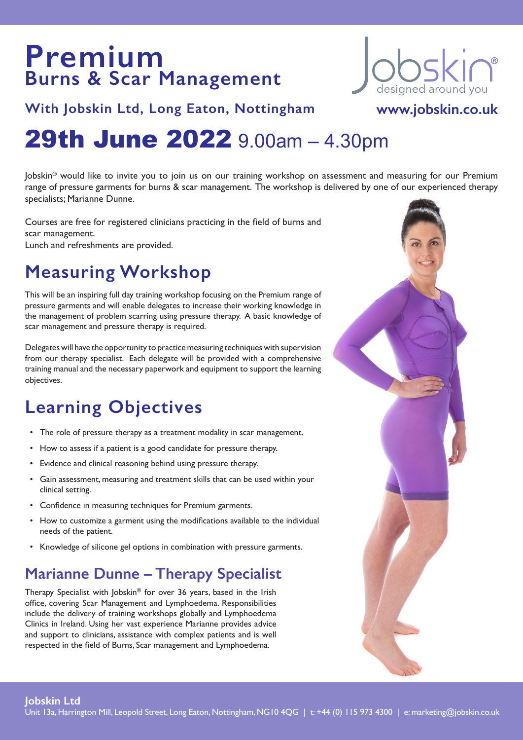# Premium
## Burns & Scar Management

Jobskin designed around you®

**With Jobskin Ltd, Long Eaton, Nottingham**

**www.jobskin.co.uk**

# 29th June 2022 9.00am – 4.30pm

Jobskin® would like to invite you to join us on our training workshop on assessment and measuring for our Premium range of pressure garments for burns & scar management. The workshop is delivered by one of our experienced therapy specialists; Marianne Dunne.

Courses are free for registered clinicians practicing in the field of burns and scar management.
Lunch and refreshments are provided.

## Measuring Workshop

This will be an inspiring full day training workshop focusing on the Premium range of pressure garments and will enable delegates to increase their working knowledge in the management of problem scarring using pressure therapy. A basic knowledge of scar management and pressure therapy is required.

Delegates will have the opportunity to practice measuring techniques with supervision from our therapy specialist. Each delegate will be provided with a comprehensive training manual and the necessary paperwork and equipment to support the learning objectives.

## Learning Objectives

- The role of pressure therapy as a treatment modality in scar management.
- How to assess if a patient is a good candidate for pressure therapy.
- Evidence and clinical reasoning behind using pressure therapy.
- Gain assessment, measuring and treatment skills that can be used within your clinical setting.
- Confidence in measuring techniques for Premium garments.
- How to customize a garment using the modifications available to the individual needs of the patient.
- Knowledge of silicone gel options in combination with pressure garments.

### Marianne Dunne – Therapy Specialist

Therapy Specialist with Jobskin® for over 36 years, based in the Irish office, covering Scar Management and Lymphoedema. Responsibilities include the delivery of training workshops globally and Lymphoedema Clinics in Ireland. Using her vast experience Marianne provides advice and support to clinicians, assistance with complex patients and is well respected in the field of Burns, Scar management and Lymphoedema.

**Jobskin Ltd**
Unit 13a, Harrington Mill, Leopold Street, Long Eaton, Nottingham, NG10 4QG | t: +44 (0) 115 973 4300 | e: marketing@jobskin.co.uk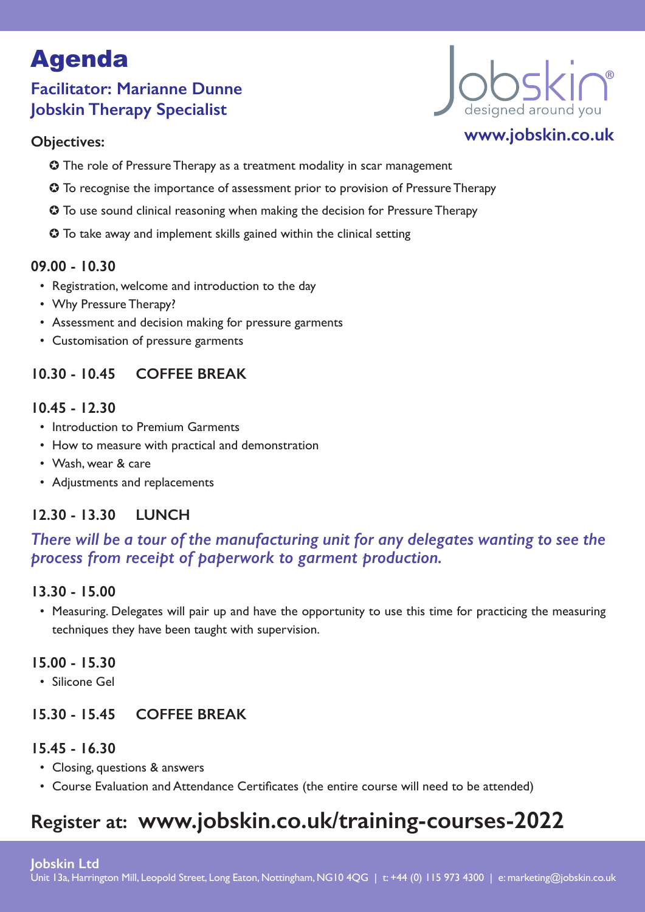# Agenda

## Facilitator: Marianne Dunne
## Jobskin Therapy Specialist

Jobskin®
designed around you

**www.jobskin.co.uk**

**Objectives:**

- ✪ The role of Pressure Therapy as a treatment modality in scar management
- ✪ To recognise the importance of assessment prior to provision of Pressure Therapy
- ✪ To use sound clinical reasoning when making the decision for Pressure Therapy
- ✪ To take away and implement skills gained within the clinical setting

**09.00 - 10.30**

- Registration, welcome and introduction to the day
- Why Pressure Therapy?
- Assessment and decision making for pressure garments
- Customisation of pressure garments

**10.30 - 10.45 COFFEE BREAK**

**10.45 - 12.30**

- Introduction to Premium Garments
- How to measure with practical and demonstration
- Wash, wear & care
- Adjustments and replacements

**12.30 - 13.30 LUNCH**

***There will be a tour of the manufacturing unit for any delegates wanting to see the process from receipt of paperwork to garment production.***

**13.30 - 15.00**

- Measuring. Delegates will pair up and have the opportunity to use this time for practicing the measuring techniques they have been taught with supervision.

**15.00 - 15.30**

- Silicone Gel

**15.30 - 15.45 COFFEE BREAK**

**15.45 - 16.30**

- Closing, questions & answers
- Course Evaluation and Attendance Certificates (the entire course will need to be attended)

## Register at: www.jobskin.co.uk/training-courses-2022

**Jobskin Ltd**
Unit 13a, Harrington Mill, Leopold Street, Long Eaton, Nottingham, NG10 4QG | t: +44 (0) 115 973 4300 | e: marketing@jobskin.co.uk